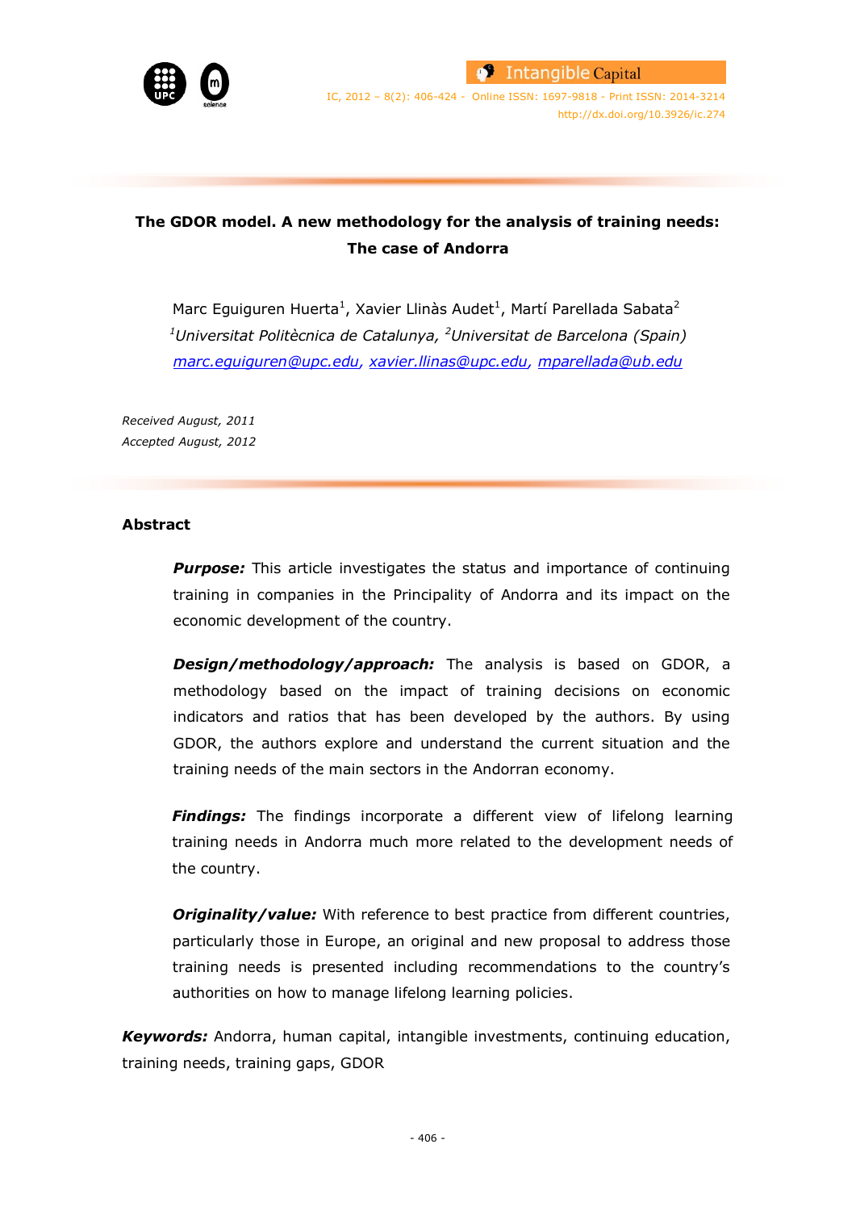# The GDOR model. A new methodology for the analysis of training needs: The case of Andorra

Marc Eguiguren Huerta[1], Xavier Llinàs Audet[1], Martí Parellada Sabata[2]

[1]*Universitat Politècnica de Catalunya*, [2]*Universitat de Barcelona (Spain)*

marc.eguiguren@upc.edu, xavier.llinas@upc.edu, mparellada@ub.edu

*Received August, 2011*
*Accepted August, 2012*

## Abstract

***Purpose:*** This article investigates the status and importance of continuing training in companies in the Principality of Andorra and its impact on the economic development of the country.

***Design/methodology/approach:*** The analysis is based on GDOR, a methodology based on the impact of training decisions on economic indicators and ratios that has been developed by the authors. By using GDOR, the authors explore and understand the current situation and the training needs of the main sectors in the Andorran economy.

***Findings:*** The findings incorporate a different view of lifelong learning training needs in Andorra much more related to the development needs of the country.

***Originality/value:*** With reference to best practice from different countries, particularly those in Europe, an original and new proposal to address those training needs is presented including recommendations to the country's authorities on how to manage lifelong learning policies.

***Keywords:*** Andorra, human capital, intangible investments, continuing education, training needs, training gaps, GDOR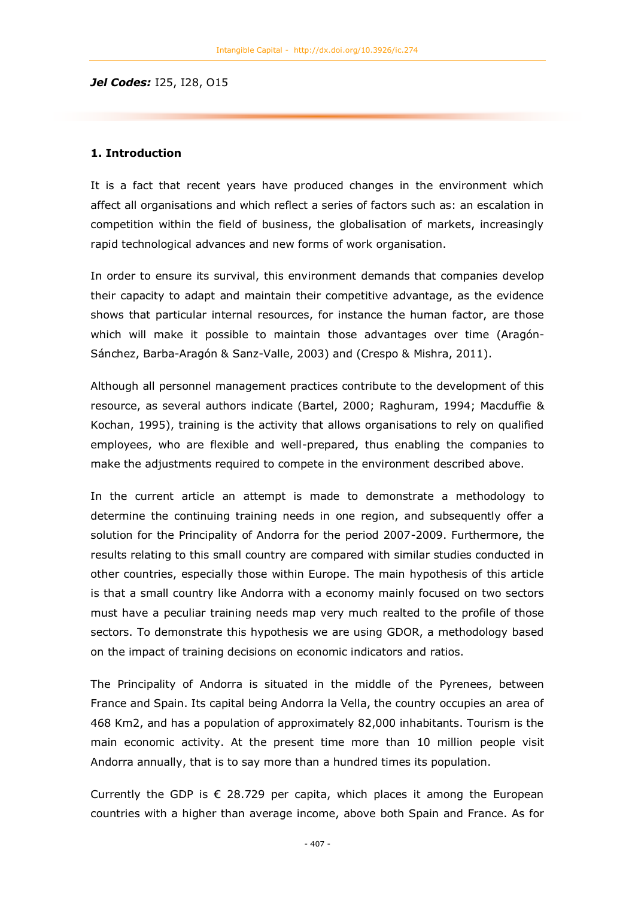***Jel Codes:*** I25, I28, O15

## 1. Introduction

It is a fact that recent years have produced changes in the environment which affect all organisations and which reflect a series of factors such as: an escalation in competition within the field of business, the globalisation of markets, increasingly rapid technological advances and new forms of work organisation.

In order to ensure its survival, this environment demands that companies develop their capacity to adapt and maintain their competitive advantage, as the evidence shows that particular internal resources, for instance the human factor, are those which will make it possible to maintain those advantages over time (Aragón-Sánchez, Barba-Aragón & Sanz-Valle, 2003) and (Crespo & Mishra, 2011).

Although all personnel management practices contribute to the development of this resource, as several authors indicate (Bartel, 2000; Raghuram, 1994; Macduffie & Kochan, 1995), training is the activity that allows organisations to rely on qualified employees, who are flexible and well-prepared, thus enabling the companies to make the adjustments required to compete in the environment described above.

In the current article an attempt is made to demonstrate a methodology to determine the continuing training needs in one region, and subsequently offer a solution for the Principality of Andorra for the period 2007-2009. Furthermore, the results relating to this small country are compared with similar studies conducted in other countries, especially those within Europe. The main hypothesis of this article is that a small country like Andorra with a economy mainly focused on two sectors must have a peculiar training needs map very much realted to the profile of those sectors. To demonstrate this hypothesis we are using GDOR, a methodology based on the impact of training decisions on economic indicators and ratios.

The Principality of Andorra is situated in the middle of the Pyrenees, between France and Spain. Its capital being Andorra la Vella, the country occupies an area of 468 Km2, and has a population of approximately 82,000 inhabitants. Tourism is the main economic activity. At the present time more than 10 million people visit Andorra annually, that is to say more than a hundred times its population.

Currently the GDP is € 28.729 per capita, which places it among the European countries with a higher than average income, above both Spain and France. As for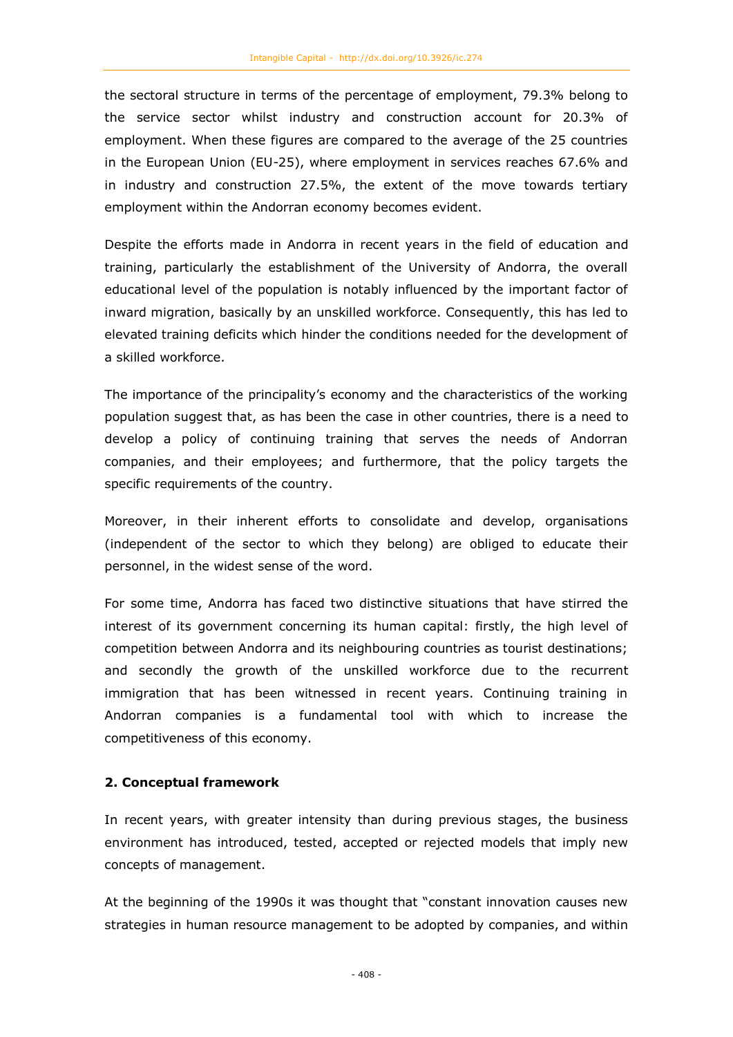the sectoral structure in terms of the percentage of employment, 79.3% belong to the service sector whilst industry and construction account for 20.3% of employment. When these figures are compared to the average of the 25 countries in the European Union (EU-25), where employment in services reaches 67.6% and in industry and construction 27.5%, the extent of the move towards tertiary employment within the Andorran economy becomes evident.

Despite the efforts made in Andorra in recent years in the field of education and training, particularly the establishment of the University of Andorra, the overall educational level of the population is notably influenced by the important factor of inward migration, basically by an unskilled workforce. Consequently, this has led to elevated training deficits which hinder the conditions needed for the development of a skilled workforce.

The importance of the principality's economy and the characteristics of the working population suggest that, as has been the case in other countries, there is a need to develop a policy of continuing training that serves the needs of Andorran companies, and their employees; and furthermore, that the policy targets the specific requirements of the country.

Moreover, in their inherent efforts to consolidate and develop, organisations (independent of the sector to which they belong) are obliged to educate their personnel, in the widest sense of the word.

For some time, Andorra has faced two distinctive situations that have stirred the interest of its government concerning its human capital: firstly, the high level of competition between Andorra and its neighbouring countries as tourist destinations; and secondly the growth of the unskilled workforce due to the recurrent immigration that has been witnessed in recent years. Continuing training in Andorran companies is a fundamental tool with which to increase the competitiveness of this economy.

## 2. Conceptual framework

In recent years, with greater intensity than during previous stages, the business environment has introduced, tested, accepted or rejected models that imply new concepts of management.

At the beginning of the 1990s it was thought that "constant innovation causes new strategies in human resource management to be adopted by companies, and within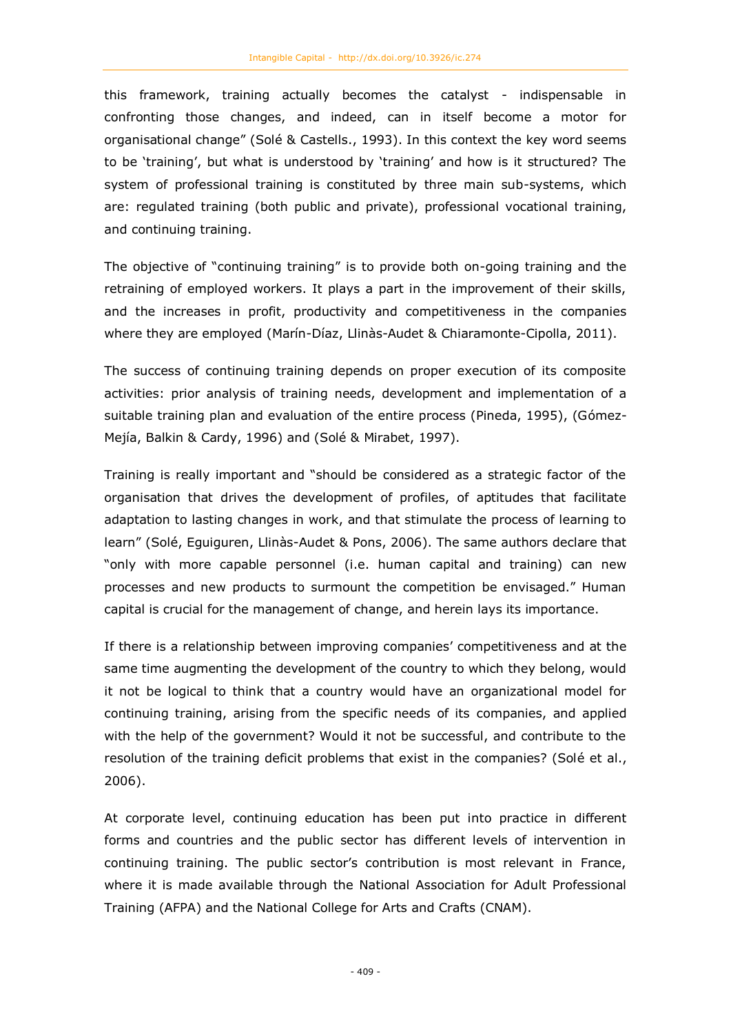this framework, training actually becomes the catalyst - indispensable in confronting those changes, and indeed, can in itself become a motor for organisational change" (Solé & Castells., 1993). In this context the key word seems to be 'training', but what is understood by 'training' and how is it structured? The system of professional training is constituted by three main sub-systems, which are: regulated training (both public and private), professional vocational training, and continuing training.

The objective of "continuing training" is to provide both on-going training and the retraining of employed workers. It plays a part in the improvement of their skills, and the increases in profit, productivity and competitiveness in the companies where they are employed (Marín-Díaz, Llinàs-Audet & Chiaramonte-Cipolla, 2011).

The success of continuing training depends on proper execution of its composite activities: prior analysis of training needs, development and implementation of a suitable training plan and evaluation of the entire process (Pineda, 1995), (Gómez-Mejía, Balkin & Cardy, 1996) and (Solé & Mirabet, 1997).

Training is really important and "should be considered as a strategic factor of the organisation that drives the development of profiles, of aptitudes that facilitate adaptation to lasting changes in work, and that stimulate the process of learning to learn" (Solé, Eguiguren, Llinàs-Audet & Pons, 2006). The same authors declare that "only with more capable personnel (i.e. human capital and training) can new processes and new products to surmount the competition be envisaged." Human capital is crucial for the management of change, and herein lays its importance.

If there is a relationship between improving companies' competitiveness and at the same time augmenting the development of the country to which they belong, would it not be logical to think that a country would have an organizational model for continuing training, arising from the specific needs of its companies, and applied with the help of the government? Would it not be successful, and contribute to the resolution of the training deficit problems that exist in the companies? (Solé et al., 2006).

At corporate level, continuing education has been put into practice in different forms and countries and the public sector has different levels of intervention in continuing training. The public sector's contribution is most relevant in France, where it is made available through the National Association for Adult Professional Training (AFPA) and the National College for Arts and Crafts (CNAM).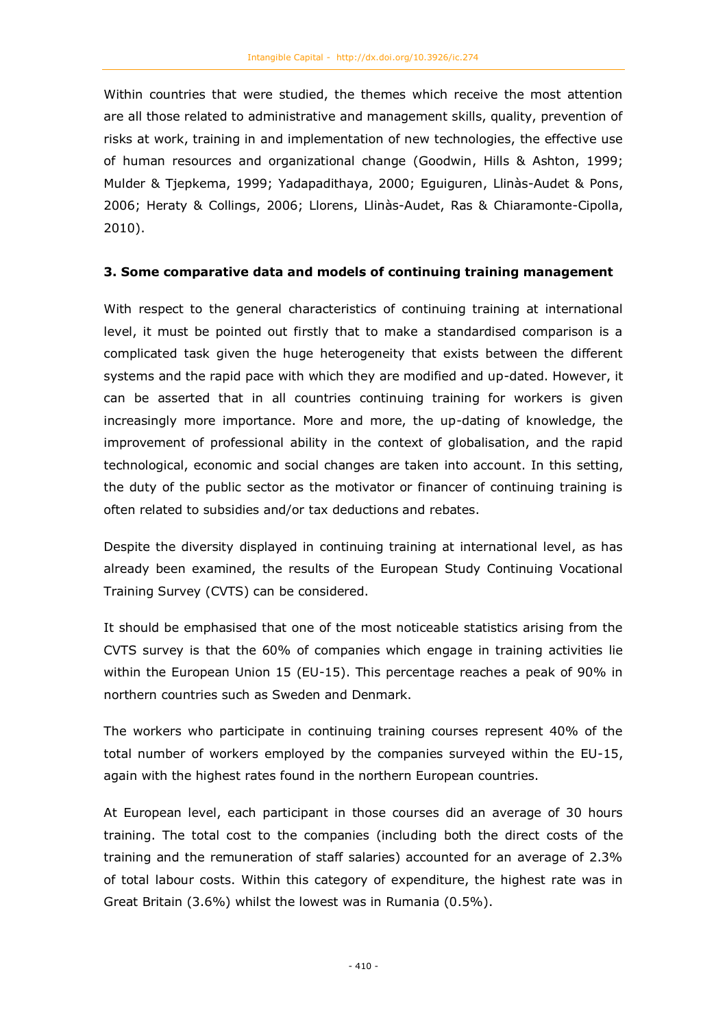Within countries that were studied, the themes which receive the most attention are all those related to administrative and management skills, quality, prevention of risks at work, training in and implementation of new technologies, the effective use of human resources and organizational change (Goodwin, Hills & Ashton, 1999; Mulder & Tjepkema, 1999; Yadapadithaya, 2000; Eguiguren, Llinàs-Audet & Pons, 2006; Heraty & Collings, 2006; Llorens, Llinàs-Audet, Ras & Chiaramonte-Cipolla, 2010).

## 3. Some comparative data and models of continuing training management

With respect to the general characteristics of continuing training at international level, it must be pointed out firstly that to make a standardised comparison is a complicated task given the huge heterogeneity that exists between the different systems and the rapid pace with which they are modified and up-dated. However, it can be asserted that in all countries continuing training for workers is given increasingly more importance. More and more, the up-dating of knowledge, the improvement of professional ability in the context of globalisation, and the rapid technological, economic and social changes are taken into account. In this setting, the duty of the public sector as the motivator or financer of continuing training is often related to subsidies and/or tax deductions and rebates.

Despite the diversity displayed in continuing training at international level, as has already been examined, the results of the European Study Continuing Vocational Training Survey (CVTS) can be considered.

It should be emphasised that one of the most noticeable statistics arising from the CVTS survey is that the 60% of companies which engage in training activities lie within the European Union 15 (EU-15). This percentage reaches a peak of 90% in northern countries such as Sweden and Denmark.

The workers who participate in continuing training courses represent 40% of the total number of workers employed by the companies surveyed within the EU-15, again with the highest rates found in the northern European countries.

At European level, each participant in those courses did an average of 30 hours training. The total cost to the companies (including both the direct costs of the training and the remuneration of staff salaries) accounted for an average of 2.3% of total labour costs. Within this category of expenditure, the highest rate was in Great Britain (3.6%) whilst the lowest was in Rumania (0.5%).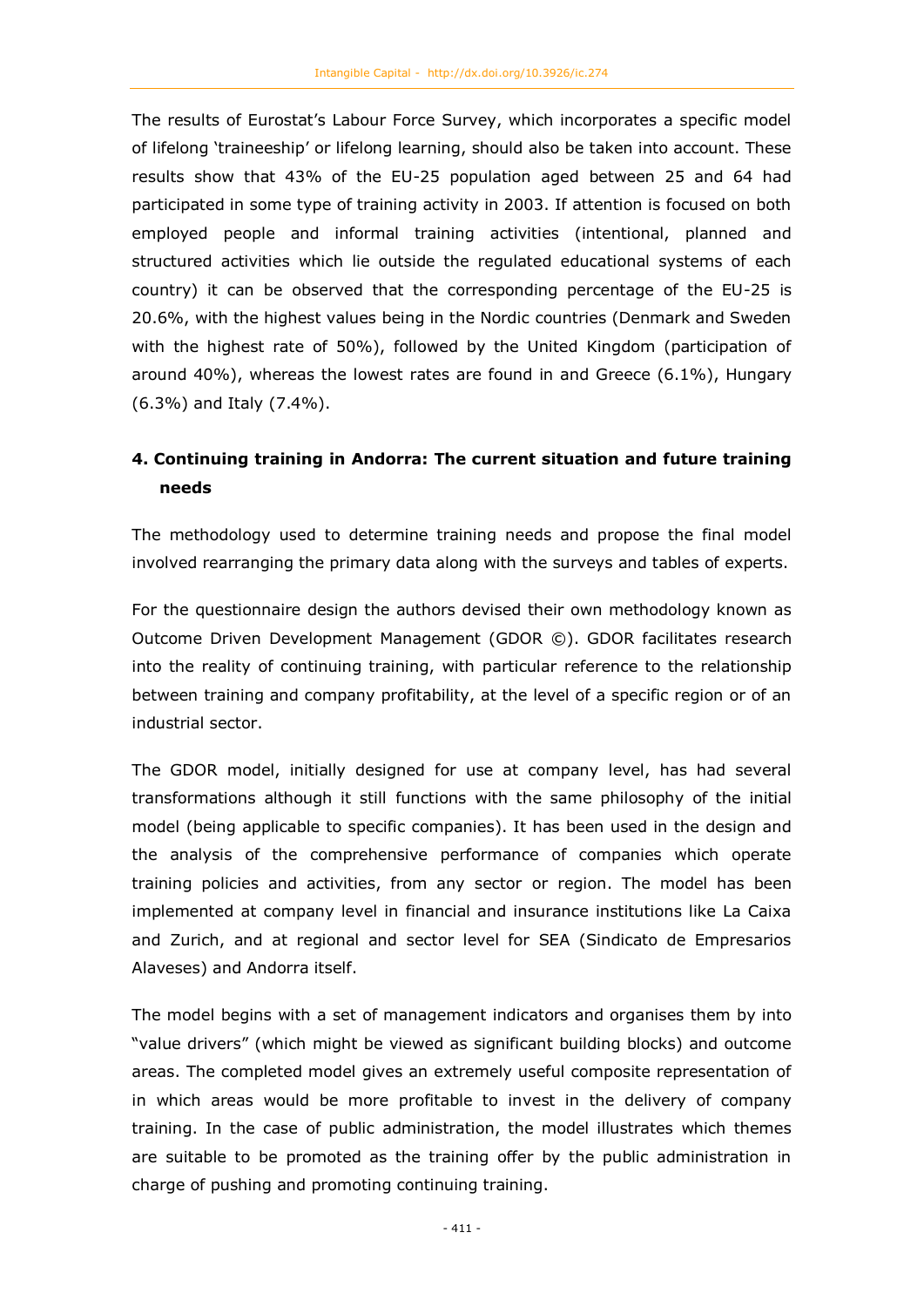The results of Eurostat's Labour Force Survey, which incorporates a specific model of lifelong 'traineeship' or lifelong learning, should also be taken into account. These results show that 43% of the EU-25 population aged between 25 and 64 had participated in some type of training activity in 2003. If attention is focused on both employed people and informal training activities (intentional, planned and structured activities which lie outside the regulated educational systems of each country) it can be observed that the corresponding percentage of the EU-25 is 20.6%, with the highest values being in the Nordic countries (Denmark and Sweden with the highest rate of 50%), followed by the United Kingdom (participation of around 40%), whereas the lowest rates are found in and Greece (6.1%), Hungary (6.3%) and Italy (7.4%).

## 4. Continuing training in Andorra: The current situation and future training needs

The methodology used to determine training needs and propose the final model involved rearranging the primary data along with the surveys and tables of experts.

For the questionnaire design the authors devised their own methodology known as Outcome Driven Development Management (GDOR ©). GDOR facilitates research into the reality of continuing training, with particular reference to the relationship between training and company profitability, at the level of a specific region or of an industrial sector.

The GDOR model, initially designed for use at company level, has had several transformations although it still functions with the same philosophy of the initial model (being applicable to specific companies). It has been used in the design and the analysis of the comprehensive performance of companies which operate training policies and activities, from any sector or region. The model has been implemented at company level in financial and insurance institutions like La Caixa and Zurich, and at regional and sector level for SEA (Sindicato de Empresarios Alaveses) and Andorra itself.

The model begins with a set of management indicators and organises them by into "value drivers" (which might be viewed as significant building blocks) and outcome areas. The completed model gives an extremely useful composite representation of in which areas would be more profitable to invest in the delivery of company training. In the case of public administration, the model illustrates which themes are suitable to be promoted as the training offer by the public administration in charge of pushing and promoting continuing training.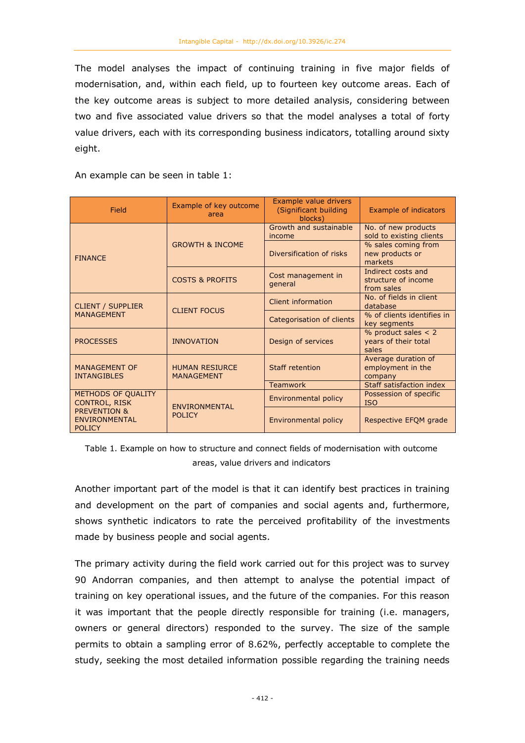The model analyses the impact of continuing training in five major fields of modernisation, and, within each field, up to fourteen key outcome areas. Each of the key outcome areas is subject to more detailed analysis, considering between two and five associated value drivers so that the model analyses a total of forty value drivers, each with its corresponding business indicators, totalling around sixty eight.

An example can be seen in table 1:

| Field | Example of key outcome area | Example value drivers (Significant building blocks) | Example of indicators |
|---|---|---|---|
| FINANCE | GROWTH & INCOME | Growth and sustainable income | No. of new products sold to existing clients |
| | | Diversification of risks | % sales coming from new products or markets |
| | COSTS & PROFITS | Cost management in general | Indirect costs and structure of income from sales |
| CLIENT / SUPPLIER MANAGEMENT | CLIENT FOCUS | Client information | No. of fields in client database |
| | | Categorisation of clients | % of clients identifies in key segments |
| PROCESSES | INNOVATION | Design of services | % product sales < 2 years of their total sales |
| MANAGEMENT OF INTANGIBLES | HUMAN RESIURCE MANAGEMENT | Staff retention | Average duration of employment in the company |
| | | Teamwork | Staff satisfaction index |
| METHODS OF QUALITY CONTROL, RISK PREVENTION & ENVIRONMENTAL POLICY | ENVIRONMENTAL POLICY | Environmental policy | Possession of specific ISO |
| | | Environmental policy | Respective EFQM grade |

Table 1. Example on how to structure and connect fields of modernisation with outcome areas, value drivers and indicators

Another important part of the model is that it can identify best practices in training and development on the part of companies and social agents and, furthermore, shows synthetic indicators to rate the perceived profitability of the investments made by business people and social agents.

The primary activity during the field work carried out for this project was to survey 90 Andorran companies, and then attempt to analyse the potential impact of training on key operational issues, and the future of the companies. For this reason it was important that the people directly responsible for training (i.e. managers, owners or general directors) responded to the survey. The size of the sample permits to obtain a sampling error of 8.62%, perfectly acceptable to complete the study, seeking the most detailed information possible regarding the training needs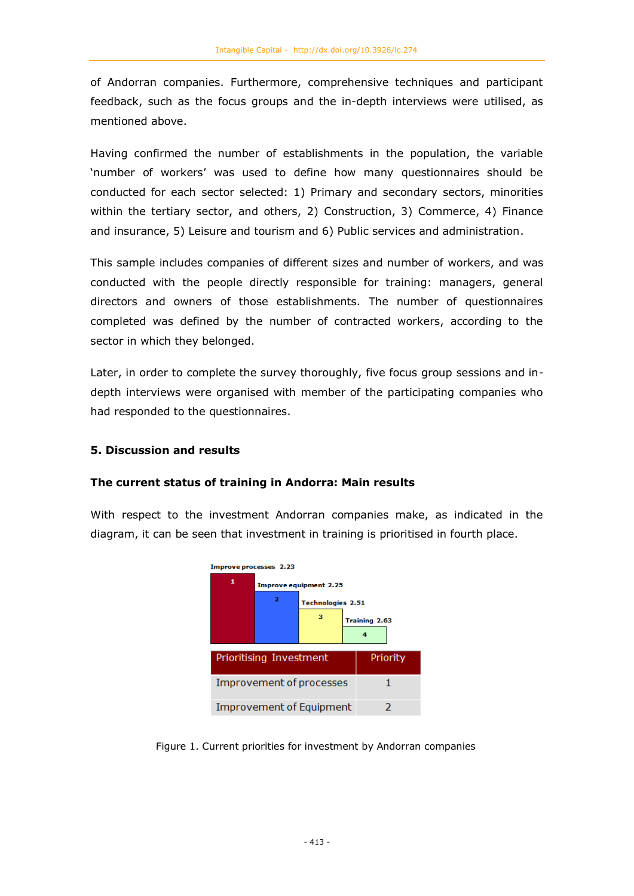of Andorran companies. Furthermore, comprehensive techniques and participant feedback, such as the focus groups and the in-depth interviews were utilised, as mentioned above.

Having confirmed the number of establishments in the population, the variable 'number of workers' was used to define how many questionnaires should be conducted for each sector selected: 1) Primary and secondary sectors, minorities within the tertiary sector, and others, 2) Construction, 3) Commerce, 4) Finance and insurance, 5) Leisure and tourism and 6) Public services and administration.

This sample includes companies of different sizes and number of workers, and was conducted with the people directly responsible for training: managers, general directors and owners of those establishments. The number of questionnaires completed was defined by the number of contracted workers, according to the sector in which they belonged.

Later, in order to complete the survey thoroughly, five focus group sessions and in-depth interviews were organised with member of the participating companies who had responded to the questionnaires.

## 5. Discussion and results

### The current status of training in Andorra: Main results

With respect to the investment Andorran companies make, as indicated in the diagram, it can be seen that investment in training is prioritised in fourth place.

Improve processes 2.23 — 1
Improve equipment 2.25 — 2
Technologies 2.51 — 3
Training 2.63 — 4

| Prioritising Investment | Priority |
|---|---|
| Improvement of processes | 1 |
| Improvement of Equipment | 2 |

Figure 1. Current priorities for investment by Andorran companies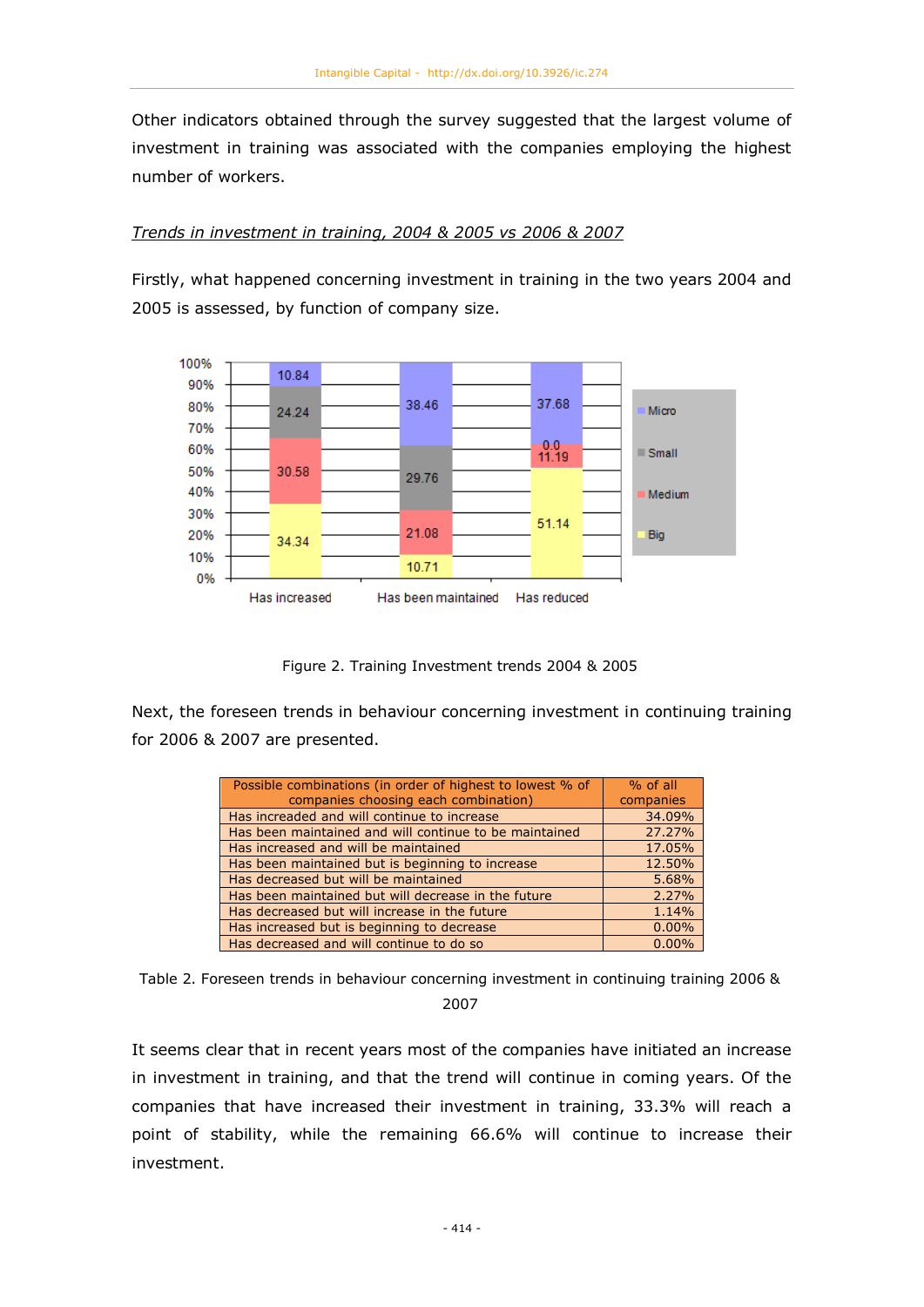Other indicators obtained through the survey suggested that the largest volume of investment in training was associated with the companies employing the highest number of workers.

*Trends in investment in training, 2004 & 2005 vs 2006 & 2007*

Firstly, what happened concerning investment in training in the two years 2004 and 2005 is assessed, by function of company size.

Figure 2. Training Investment trends 2004 & 2005

Next, the foreseen trends in behaviour concerning investment in continuing training for 2006 & 2007 are presented.

| Possible combinations (in order of highest to lowest % of companies choosing each combination) | % of all companies |
|---|---|
| Has increaded and will continue to increase | 34.09% |
| Has been maintained and will continue to be maintained | 27.27% |
| Has increased and will be maintained | 17.05% |
| Has been maintained but is beginning to increase | 12.50% |
| Has decreased but will be maintained | 5.68% |
| Has been maintained but will decrease in the future | 2.27% |
| Has decreased but will increase in the future | 1.14% |
| Has increased but is beginning to decrease | 0.00% |
| Has decreased and will continue to do so | 0.00% |

Table 2. Foreseen trends in behaviour concerning investment in continuing training 2006 & 2007

It seems clear that in recent years most of the companies have initiated an increase in investment in training, and that the trend will continue in coming years. Of the companies that have increased their investment in training, 33.3% will reach a point of stability, while the remaining 66.6% will continue to increase their investment.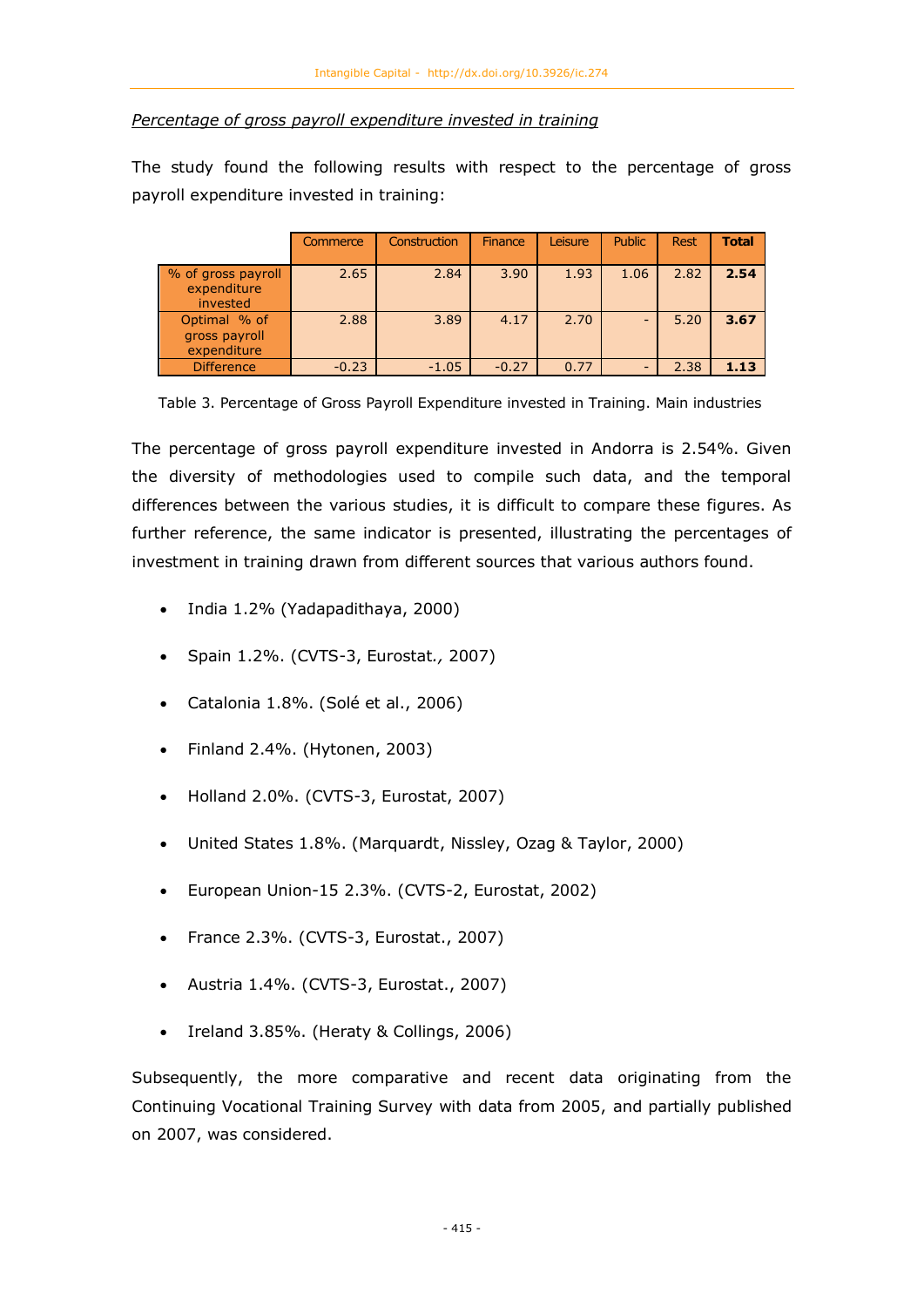*Percentage of gross payroll expenditure invested in training*

The study found the following results with respect to the percentage of gross payroll expenditure invested in training:

| | Commerce | Construction | Finance | Leisure | Public | Rest | **Total** |
|---|---|---|---|---|---|---|---|
| % of gross payroll expenditure invested | 2.65 | 2.84 | 3.90 | 1.93 | 1.06 | 2.82 | **2.54** |
| Optimal % of gross payroll expenditure | 2.88 | 3.89 | 4.17 | 2.70 | - | 5.20 | **3.67** |
| Difference | -0.23 | -1.05 | -0.27 | 0.77 | - | 2.38 | **1.13** |

Table 3. Percentage of Gross Payroll Expenditure invested in Training. Main industries

The percentage of gross payroll expenditure invested in Andorra is 2.54%. Given the diversity of methodologies used to compile such data, and the temporal differences between the various studies, it is difficult to compare these figures. As further reference, the same indicator is presented, illustrating the percentages of investment in training drawn from different sources that various authors found.

- India 1.2% (Yadapadithaya, 2000)
- Spain 1.2%. (CVTS-3, Eurostat*.,* 2007)
- Catalonia 1.8%. (Solé et al., 2006)
- Finland 2.4%. (Hytonen, 2003)
- Holland 2.0%. (CVTS-3, Eurostat, 2007)
- United States 1.8%. (Marquardt, Nissley, Ozag & Taylor, 2000)
- European Union-15 2.3%. (CVTS-2, Eurostat, 2002)
- France 2.3%. (CVTS-3, Eurostat., 2007)
- Austria 1.4%. (CVTS-3, Eurostat., 2007)
- Ireland 3.85%. (Heraty & Collings, 2006)

Subsequently, the more comparative and recent data originating from the Continuing Vocational Training Survey with data from 2005, and partially published on 2007, was considered.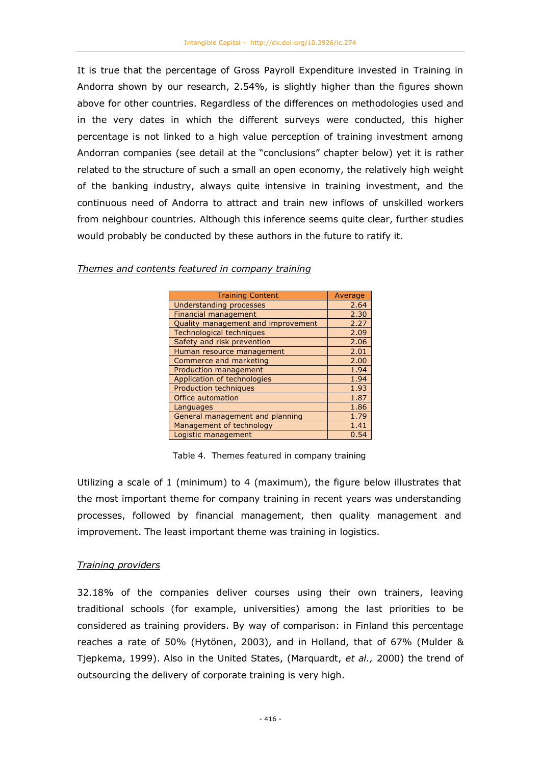It is true that the percentage of Gross Payroll Expenditure invested in Training in Andorra shown by our research, 2.54%, is slightly higher than the figures shown above for other countries. Regardless of the differences on methodologies used and in the very dates in which the different surveys were conducted, this higher percentage is not linked to a high value perception of training investment among Andorran companies (see detail at the "conclusions" chapter below) yet it is rather related to the structure of such a small an open economy, the relatively high weight of the banking industry, always quite intensive in training investment, and the continuous need of Andorra to attract and train new inflows of unskilled workers from neighbour countries. Although this inference seems quite clear, further studies would probably be conducted by these authors in the future to ratify it.

*Themes and contents featured in company training*

| Training Content | Average |
| --- | --- |
| Understanding processes | 2.64 |
| Financial management | 2.30 |
| Quality management and improvement | 2.27 |
| Technological techniques | 2.09 |
| Safety and risk prevention | 2.06 |
| Human resource management | 2.01 |
| Commerce and marketing | 2.00 |
| Production management | 1.94 |
| Application of technologies | 1.94 |
| Production techniques | 1.93 |
| Office automation | 1.87 |
| Languages | 1.86 |
| General management and planning | 1.79 |
| Management of technology | 1.41 |
| Logistic management | 0.54 |

Table 4. Themes featured in company training

Utilizing a scale of 1 (minimum) to 4 (maximum), the figure below illustrates that the most important theme for company training in recent years was understanding processes, followed by financial management, then quality management and improvement. The least important theme was training in logistics.

*Training providers*

32.18% of the companies deliver courses using their own trainers, leaving traditional schools (for example, universities) among the last priorities to be considered as training providers. By way of comparison: in Finland this percentage reaches a rate of 50% (Hytönen, 2003), and in Holland, that of 67% (Mulder & Tjepkema, 1999). Also in the United States, (Marquardt, *et al.,* 2000) the trend of outsourcing the delivery of corporate training is very high.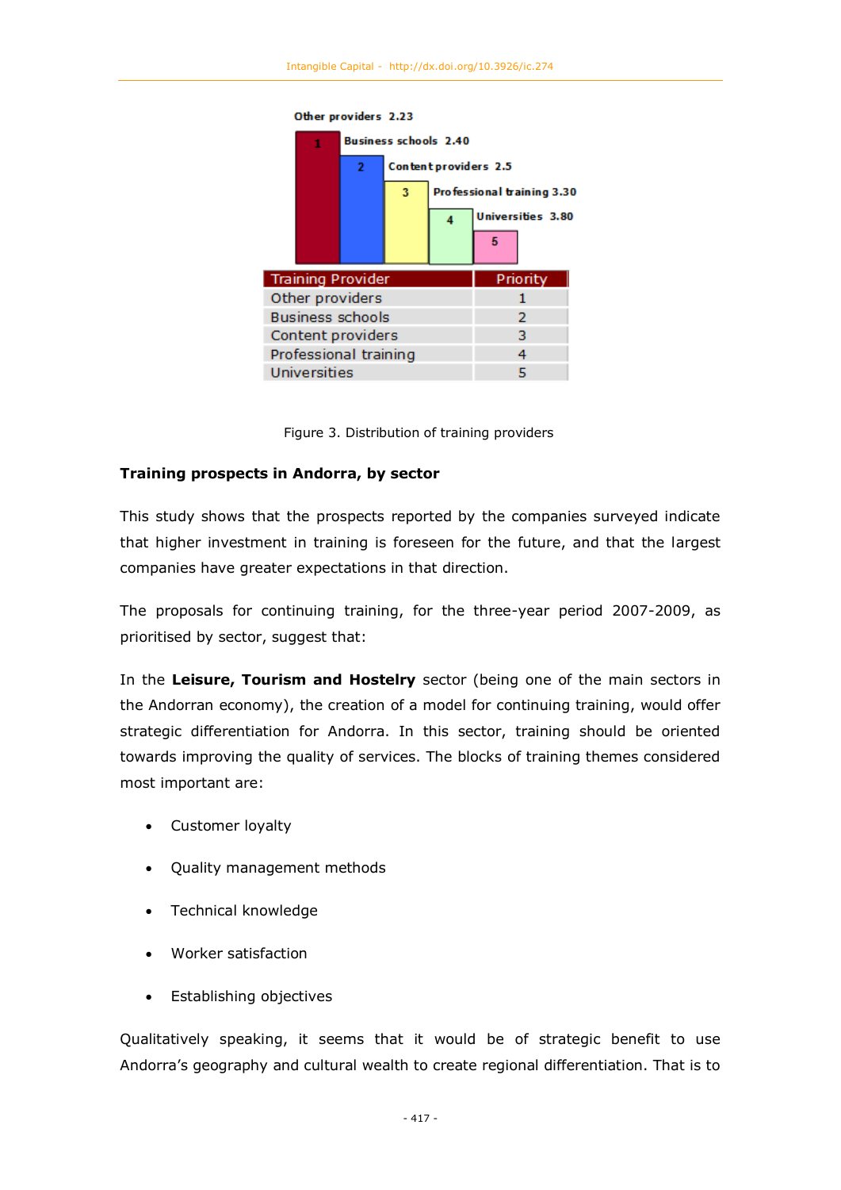Other providers 2.23
Business schools 2.40
Content providers 2.5
Professional training 3.30
Universities 3.80

| Training Provider | Priority |
|---|---|
| Other providers | 1 |
| Business schools | 2 |
| Content providers | 3 |
| Professional training | 4 |
| Universities | 5 |

Figure 3. Distribution of training providers

**Training prospects in Andorra, by sector**

This study shows that the prospects reported by the companies surveyed indicate that higher investment in training is foreseen for the future, and that the largest companies have greater expectations in that direction.

The proposals for continuing training, for the three-year period 2007-2009, as prioritised by sector, suggest that:

In the **Leisure, Tourism and Hostelry** sector (being one of the main sectors in the Andorran economy), the creation of a model for continuing training, would offer strategic differentiation for Andorra. In this sector, training should be oriented towards improving the quality of services. The blocks of training themes considered most important are:

- Customer loyalty
- Quality management methods
- Technical knowledge
- Worker satisfaction
- Establishing objectives

Qualitatively speaking, it seems that it would be of strategic benefit to use Andorra's geography and cultural wealth to create regional differentiation. That is to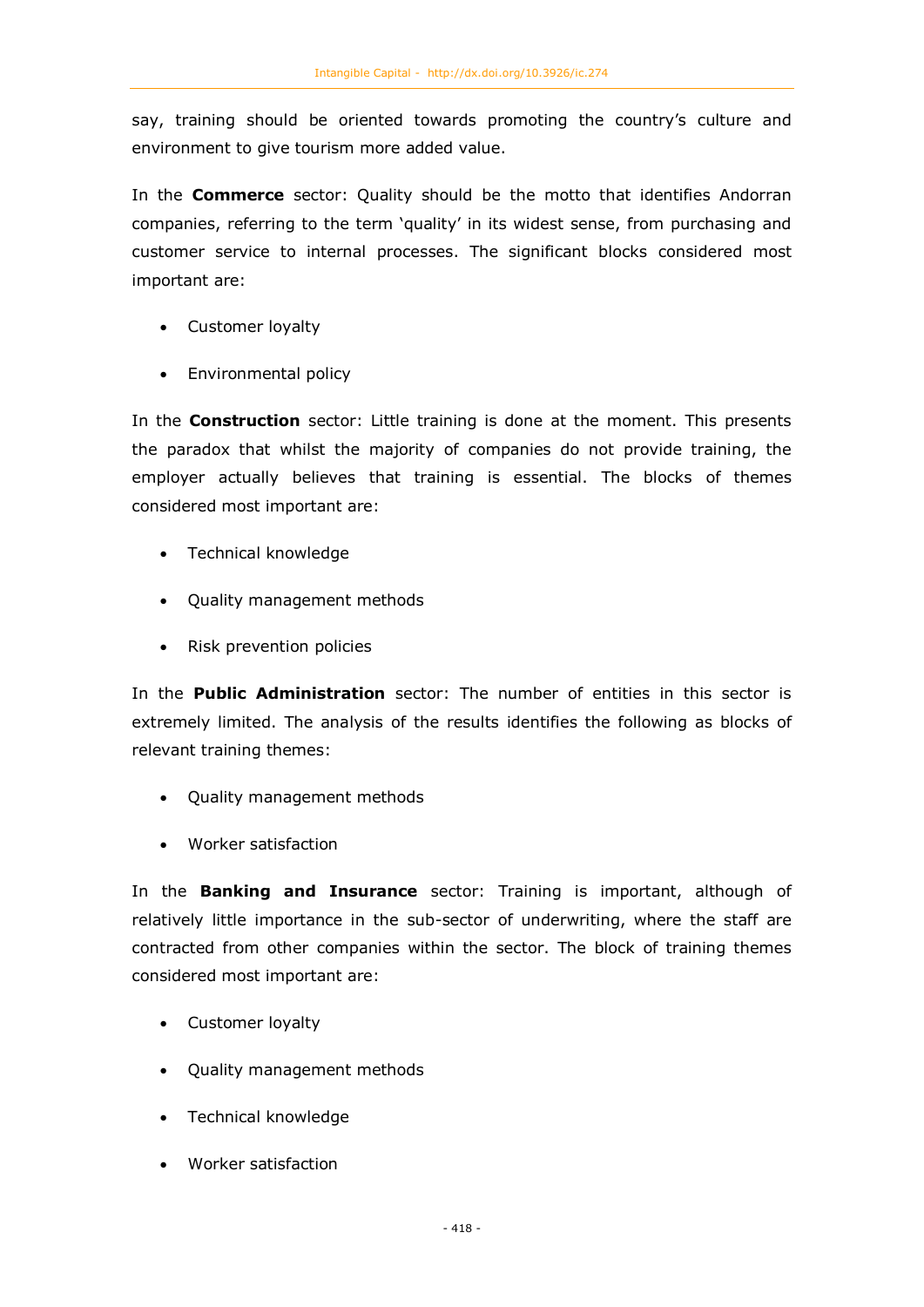say, training should be oriented towards promoting the country's culture and environment to give tourism more added value.

In the **Commerce** sector: Quality should be the motto that identifies Andorran companies, referring to the term 'quality' in its widest sense, from purchasing and customer service to internal processes. The significant blocks considered most important are:

- Customer loyalty
- Environmental policy

In the **Construction** sector: Little training is done at the moment. This presents the paradox that whilst the majority of companies do not provide training, the employer actually believes that training is essential. The blocks of themes considered most important are:

- Technical knowledge
- Quality management methods
- Risk prevention policies

In the **Public Administration** sector: The number of entities in this sector is extremely limited. The analysis of the results identifies the following as blocks of relevant training themes:

- Quality management methods
- Worker satisfaction

In the **Banking and Insurance** sector: Training is important, although of relatively little importance in the sub-sector of underwriting, where the staff are contracted from other companies within the sector. The block of training themes considered most important are:

- Customer loyalty
- Quality management methods
- Technical knowledge
- Worker satisfaction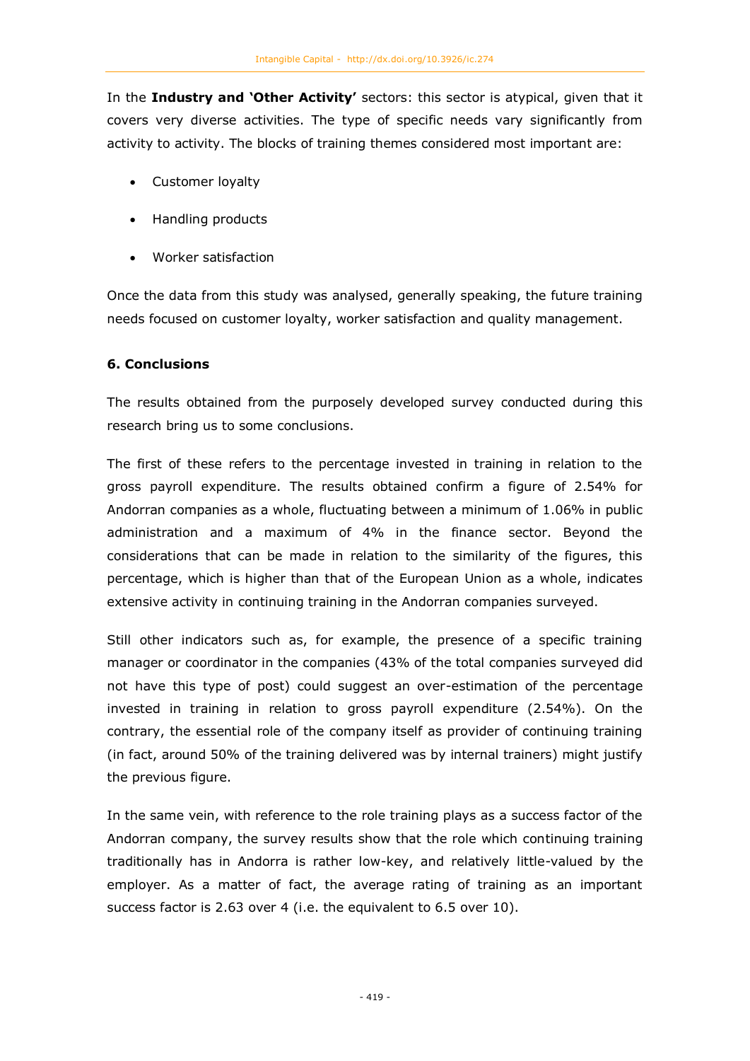In the **Industry and 'Other Activity'** sectors: this sector is atypical, given that it covers very diverse activities. The type of specific needs vary significantly from activity to activity. The blocks of training themes considered most important are:

- Customer loyalty
- Handling products
- Worker satisfaction

Once the data from this study was analysed, generally speaking, the future training needs focused on customer loyalty, worker satisfaction and quality management.

## 6. Conclusions

The results obtained from the purposely developed survey conducted during this research bring us to some conclusions.

The first of these refers to the percentage invested in training in relation to the gross payroll expenditure. The results obtained confirm a figure of 2.54% for Andorran companies as a whole, fluctuating between a minimum of 1.06% in public administration and a maximum of 4% in the finance sector. Beyond the considerations that can be made in relation to the similarity of the figures, this percentage, which is higher than that of the European Union as a whole, indicates extensive activity in continuing training in the Andorran companies surveyed.

Still other indicators such as, for example, the presence of a specific training manager or coordinator in the companies (43% of the total companies surveyed did not have this type of post) could suggest an over-estimation of the percentage invested in training in relation to gross payroll expenditure (2.54%). On the contrary, the essential role of the company itself as provider of continuing training (in fact, around 50% of the training delivered was by internal trainers) might justify the previous figure.

In the same vein, with reference to the role training plays as a success factor of the Andorran company, the survey results show that the role which continuing training traditionally has in Andorra is rather low-key, and relatively little-valued by the employer. As a matter of fact, the average rating of training as an important success factor is 2.63 over 4 (i.e. the equivalent to 6.5 over 10).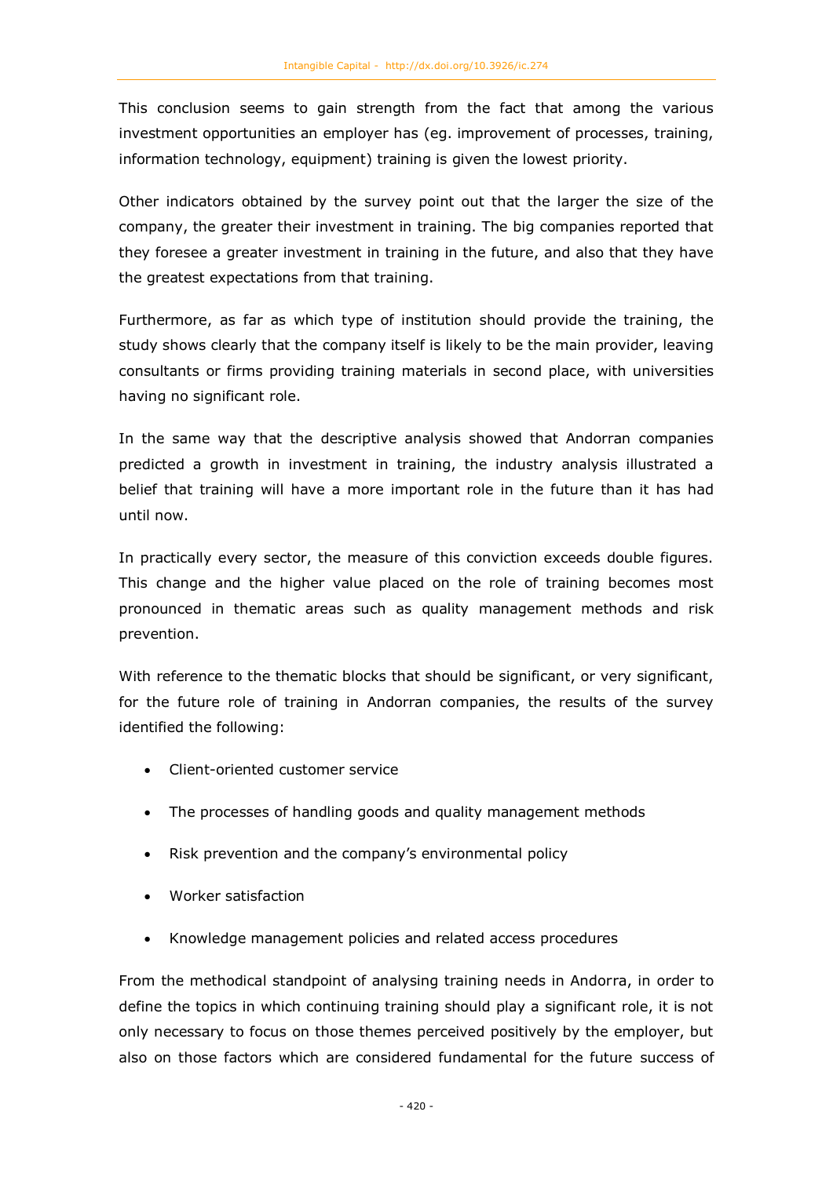This conclusion seems to gain strength from the fact that among the various investment opportunities an employer has (eg. improvement of processes, training, information technology, equipment) training is given the lowest priority.

Other indicators obtained by the survey point out that the larger the size of the company, the greater their investment in training. The big companies reported that they foresee a greater investment in training in the future, and also that they have the greatest expectations from that training.

Furthermore, as far as which type of institution should provide the training, the study shows clearly that the company itself is likely to be the main provider, leaving consultants or firms providing training materials in second place, with universities having no significant role.

In the same way that the descriptive analysis showed that Andorran companies predicted a growth in investment in training, the industry analysis illustrated a belief that training will have a more important role in the future than it has had until now.

In practically every sector, the measure of this conviction exceeds double figures. This change and the higher value placed on the role of training becomes most pronounced in thematic areas such as quality management methods and risk prevention.

With reference to the thematic blocks that should be significant, or very significant, for the future role of training in Andorran companies, the results of the survey identified the following:

- Client-oriented customer service
- The processes of handling goods and quality management methods
- Risk prevention and the company's environmental policy
- Worker satisfaction
- Knowledge management policies and related access procedures

From the methodical standpoint of analysing training needs in Andorra, in order to define the topics in which continuing training should play a significant role, it is not only necessary to focus on those themes perceived positively by the employer, but also on those factors which are considered fundamental for the future success of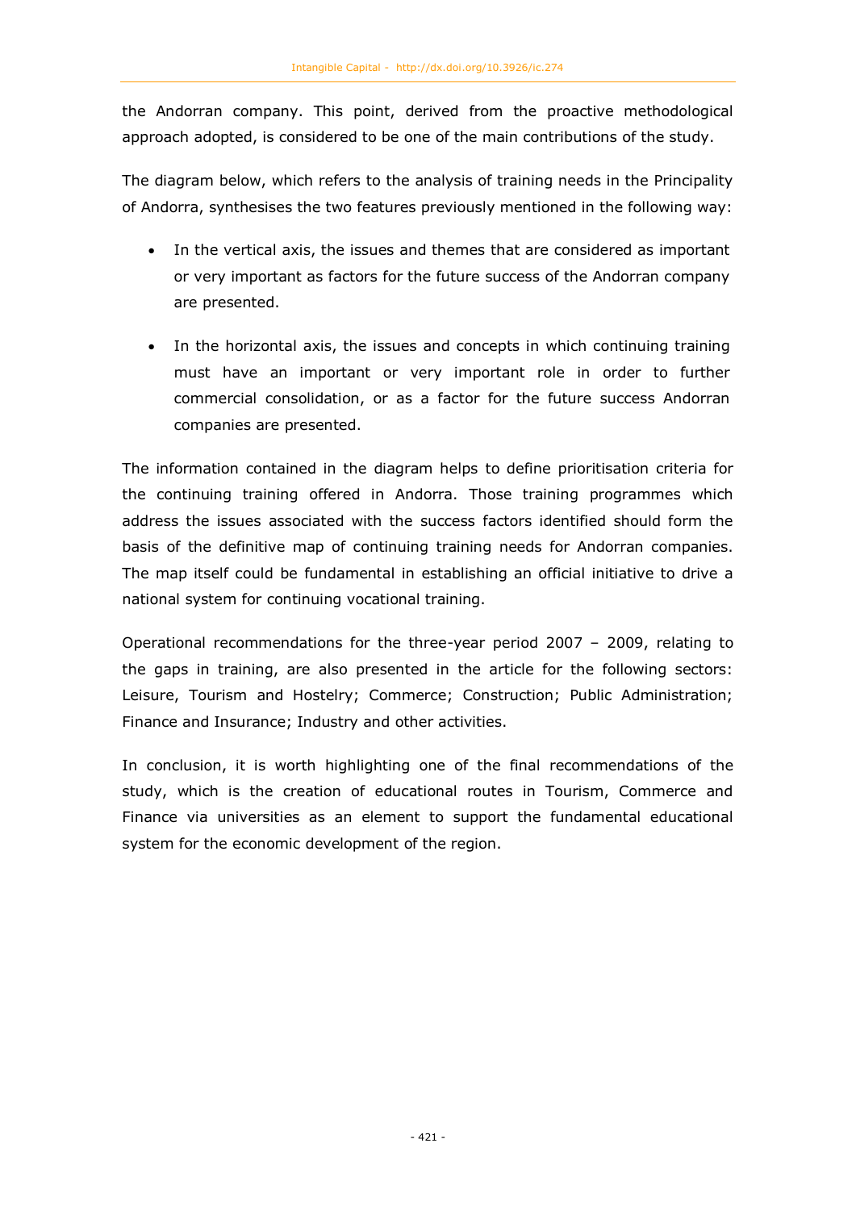the Andorran company. This point, derived from the proactive methodological approach adopted, is considered to be one of the main contributions of the study.

The diagram below, which refers to the analysis of training needs in the Principality of Andorra, synthesises the two features previously mentioned in the following way:

- In the vertical axis, the issues and themes that are considered as important or very important as factors for the future success of the Andorran company are presented.
- In the horizontal axis, the issues and concepts in which continuing training must have an important or very important role in order to further commercial consolidation, or as a factor for the future success Andorran companies are presented.

The information contained in the diagram helps to define prioritisation criteria for the continuing training offered in Andorra. Those training programmes which address the issues associated with the success factors identified should form the basis of the definitive map of continuing training needs for Andorran companies. The map itself could be fundamental in establishing an official initiative to drive a national system for continuing vocational training.

Operational recommendations for the three-year period 2007 – 2009, relating to the gaps in training, are also presented in the article for the following sectors: Leisure, Tourism and Hostelry; Commerce; Construction; Public Administration; Finance and Insurance; Industry and other activities.

In conclusion, it is worth highlighting one of the final recommendations of the study, which is the creation of educational routes in Tourism, Commerce and Finance via universities as an element to support the fundamental educational system for the economic development of the region.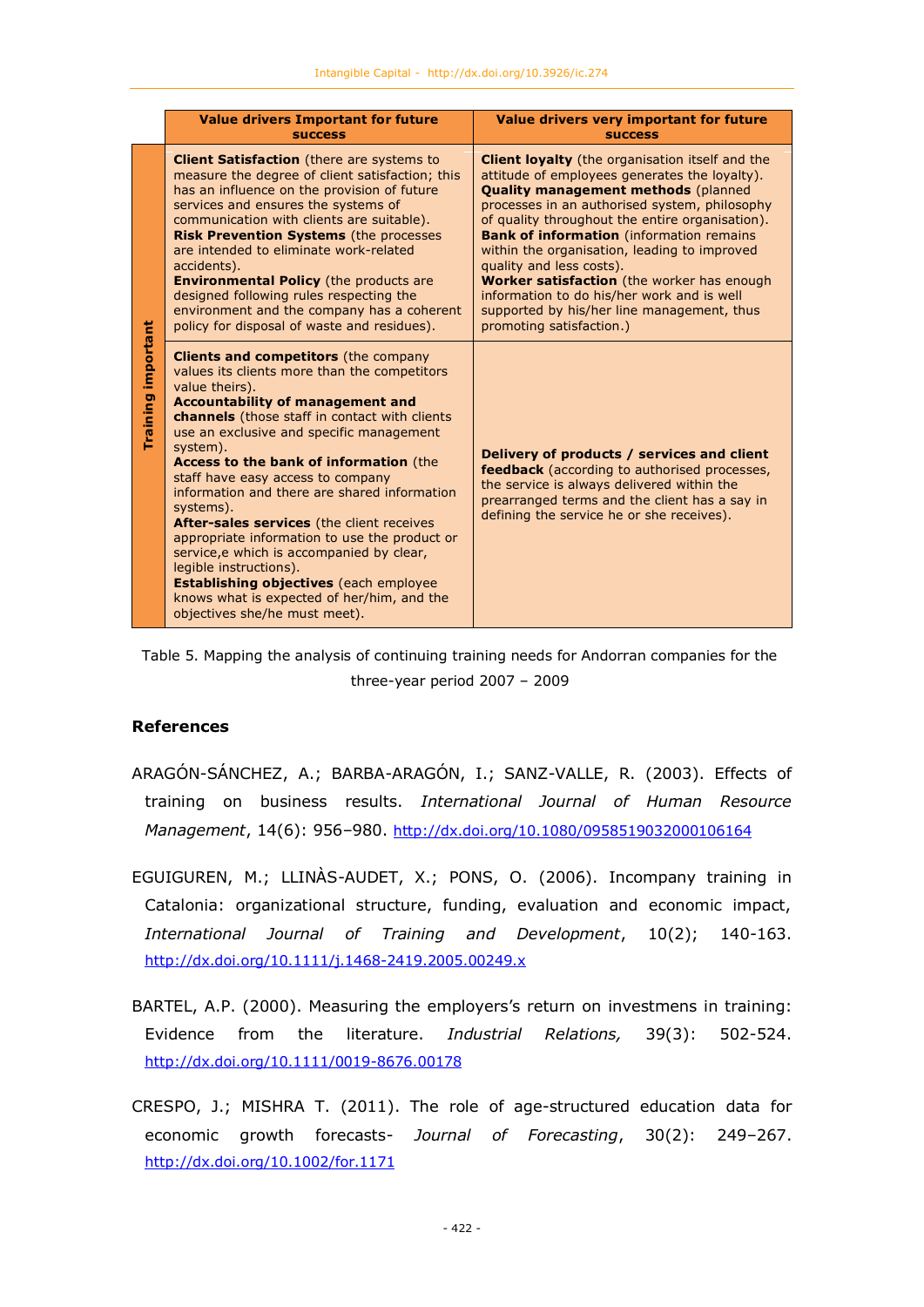| | Value drivers Important for future success | Value drivers very important for future success |
|---|---|---|
| **Training important** | **Client Satisfaction** (there are systems to measure the degree of client satisfaction; this has an influence on the provision of future services and ensures the systems of communication with clients are suitable). **Risk Prevention Systems** (the processes are intended to eliminate work-related accidents). **Environmental Policy** (the products are designed following rules respecting the environment and the company has a coherent policy for disposal of waste and residues). | **Client loyalty** (the organisation itself and the attitude of employees generates the loyalty). **Quality management methods** (planned processes in an authorised system, philosophy of quality throughout the entire organisation). **Bank of information** (information remains within the organisation, leading to improved quality and less costs). **Worker satisfaction** (the worker has enough information to do his/her work and is well supported by his/her line management, thus promoting satisfaction.) |
| | **Clients and competitors** (the company values its clients more than the competitors value theirs). **Accountability of management and channels** (those staff in contact with clients use an exclusive and specific management system). **Access to the bank of information** (the staff have easy access to company information and there are shared information systems). **After-sales services** (the client receives appropriate information to use the product or service,e which is accompanied by clear, legible instructions). **Establishing objectives** (each employee knows what is expected of her/him, and the objectives she/he must meet). | **Delivery of products / services and client feedback** (according to authorised processes, the service is always delivered within the prearranged terms and the client has a say in defining the service he or she receives). |

Table 5. Mapping the analysis of continuing training needs for Andorran companies for the three-year period 2007 – 2009

## References

ARAGÓN-SÁNCHEZ, A.; BARBA-ARAGÓN, I.; SANZ-VALLE, R. (2003). Effects of training on business results. *International Journal of Human Resource Management*, 14(6): 956–980. http://dx.doi.org/10.1080/0958519032000106164

EGUIGUREN, M.; LLINÀS-AUDET, X.; PONS, O. (2006). Incompany training in Catalonia: organizational structure, funding, evaluation and economic impact, *International Journal of Training and Development*, 10(2); 140-163. http://dx.doi.org/10.1111/j.1468-2419.2005.00249.x

BARTEL, A.P. (2000). Measuring the employers's return on investmens in training: Evidence from the literature. *Industrial Relations,* 39(3): 502-524. http://dx.doi.org/10.1111/0019-8676.00178

CRESPO, J.; MISHRA T. (2011). The role of age-structured education data for economic growth forecasts- *Journal of Forecasting*, 30(2): 249–267. http://dx.doi.org/10.1002/for.1171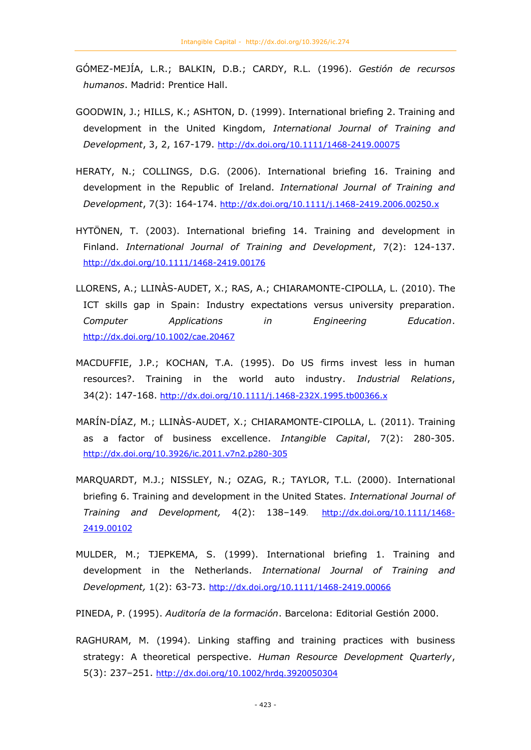GÓMEZ-MEJÍA, L.R.; BALKIN, D.B.; CARDY, R.L. (1996). *Gestión de recursos humanos*. Madrid: Prentice Hall.

GOODWIN, J.; HILLS, K.; ASHTON, D. (1999). International briefing 2. Training and development in the United Kingdom, *International Journal of Training and Development*, 3, 2, 167-179. http://dx.doi.org/10.1111/1468-2419.00075

HERATY, N.; COLLINGS, D.G. (2006). International briefing 16. Training and development in the Republic of Ireland. *International Journal of Training and Development*, 7(3): 164-174. http://dx.doi.org/10.1111/j.1468-2419.2006.00250.x

HYTÖNEN, T. (2003). International briefing 14. Training and development in Finland. *International Journal of Training and Development*, 7(2): 124-137. http://dx.doi.org/10.1111/1468-2419.00176

LLORENS, A.; LLINÀS-AUDET, X.; RAS, A.; CHIARAMONTE-CIPOLLA, L. (2010). The ICT skills gap in Spain: Industry expectations versus university preparation. *Computer Applications in Engineering Education*. http://dx.doi.org/10.1002/cae.20467

MACDUFFIE, J.P.; KOCHAN, T.A. (1995). Do US firms invest less in human resources?. Training in the world auto industry. *Industrial Relations*, 34(2): 147-168. http://dx.doi.org/10.1111/j.1468-232X.1995.tb00366.x

MARÍN-DÍAZ, M.; LLINÀS-AUDET, X.; CHIARAMONTE-CIPOLLA, L. (2011). Training as a factor of business excellence. *Intangible Capital*, 7(2): 280-305. http://dx.doi.org/10.3926/ic.2011.v7n2.p280-305

MARQUARDT, M.J.; NISSLEY, N.; OZAG, R.; TAYLOR, T.L. (2000). International briefing 6. Training and development in the United States. *International Journal of Training and Development,* 4(2): 138–149. http://dx.doi.org/10.1111/1468-2419.00102

MULDER, M.; TJEPKEMA, S. (1999). International briefing 1. Training and development in the Netherlands. *International Journal of Training and Development,* 1(2): 63-73. http://dx.doi.org/10.1111/1468-2419.00066

PINEDA, P. (1995). *Auditoría de la formación*. Barcelona: Editorial Gestión 2000.

RAGHURAM, M. (1994). Linking staffing and training practices with business strategy: A theoretical perspective. *Human Resource Development Quarterly*, 5(3): 237–251. http://dx.doi.org/10.1002/hrdq.3920050304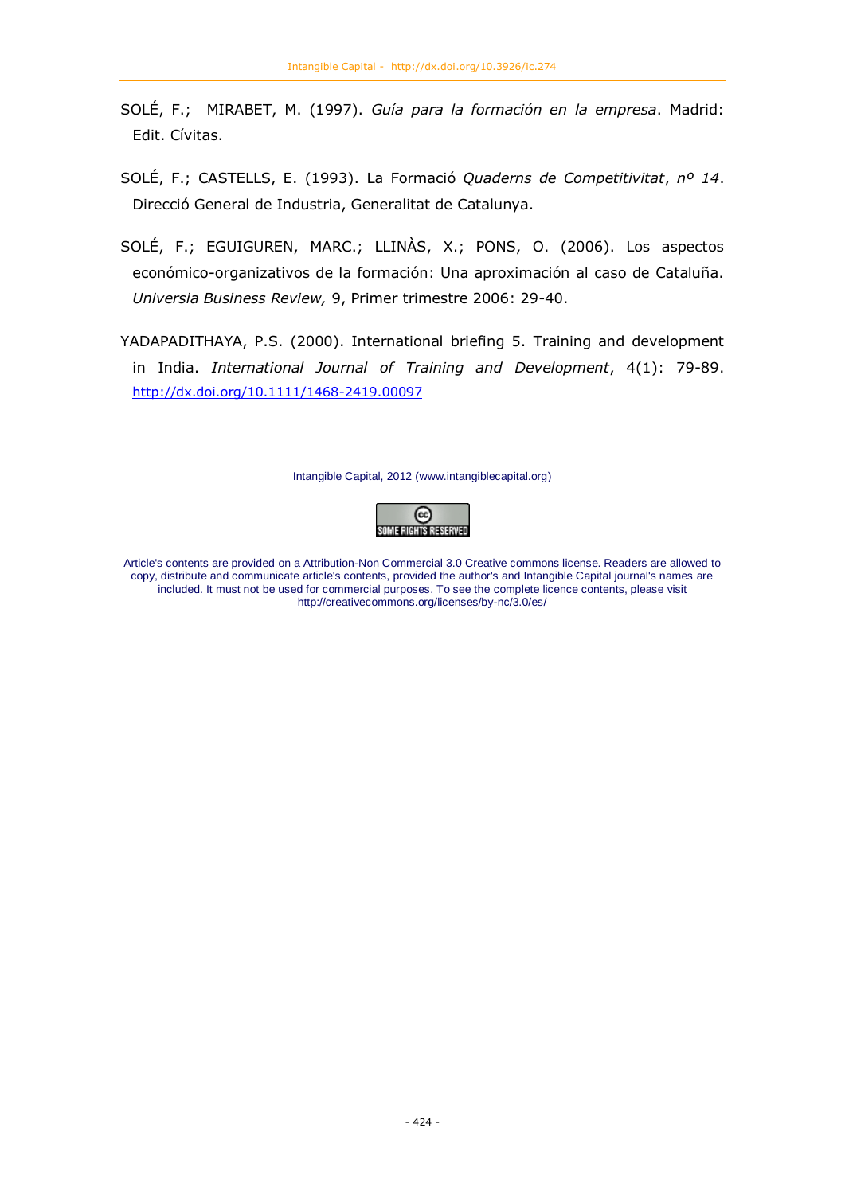SOLÉ, F.; MIRABET, M. (1997). *Guía para la formación en la empresa*. Madrid: Edit. Cívitas.

SOLÉ, F.; CASTELLS, E. (1993). La Formació *Quaderns de Competitivitat*, *nº 14*. Direcció General de Industria, Generalitat de Catalunya.

SOLÉ, F.; EGUIGUREN, MARC.; LLINÀS, X.; PONS, O. (2006). Los aspectos económico-organizativos de la formación: Una aproximación al caso de Cataluña. *Universia Business Review,* 9, Primer trimestre 2006: 29-40.

YADAPADITHAYA, P.S. (2000). International briefing 5. Training and development in India. *International Journal of Training and Development*, 4(1): 79-89. http://dx.doi.org/10.1111/1468-2419.00097

Intangible Capital, 2012 (www.intangiblecapital.org)

Article's contents are provided on a Attribution-Non Commercial 3.0 Creative commons license. Readers are allowed to copy, distribute and communicate article's contents, provided the author's and Intangible Capital journal's names are included. It must not be used for commercial purposes. To see the complete licence contents, please visit http://creativecommons.org/licenses/by-nc/3.0/es/